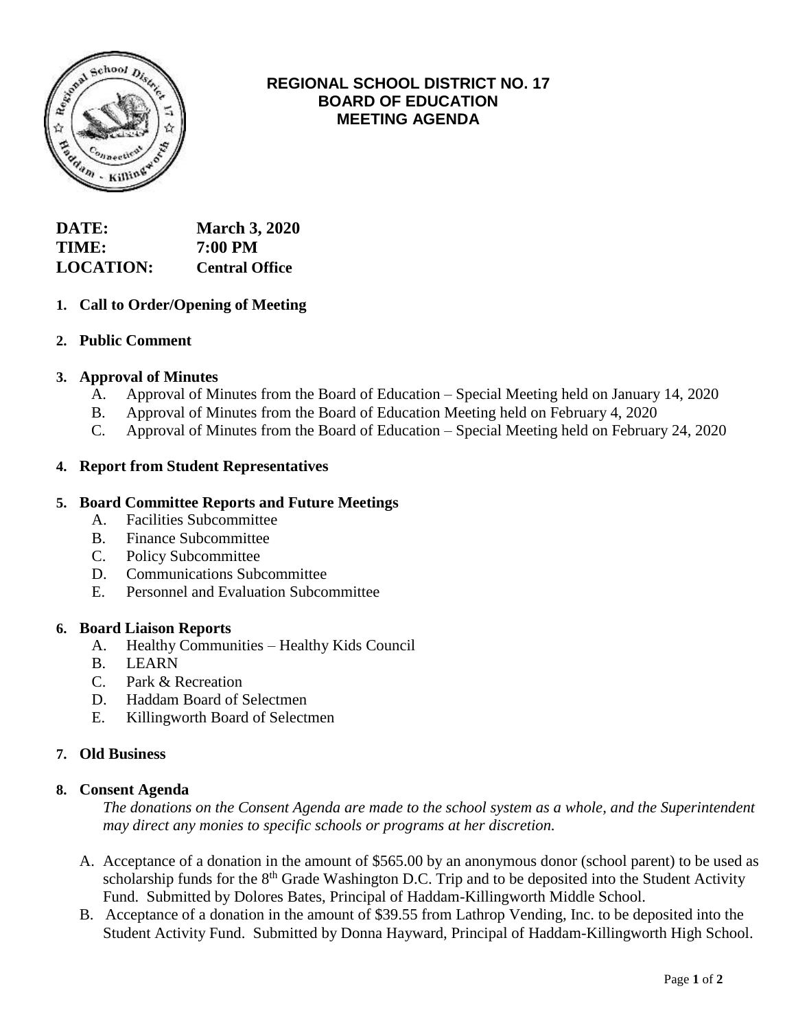# REGIONAL SCHOOL DISTRICT NO. 17
## BOARD OF EDUCATION
## MEETING AGENDA

**DATE:** **March 3, 2020**
**TIME:** **7:00 PM**
**LOCATION:** **Central Office**

1. **Call to Order/Opening of Meeting**

2. **Public Comment**

3. **Approval of Minutes**
   - A. Approval of Minutes from the Board of Education – Special Meeting held on January 14, 2020
   - B. Approval of Minutes from the Board of Education Meeting held on February 4, 2020
   - C. Approval of Minutes from the Board of Education – Special Meeting held on February 24, 2020

4. **Report from Student Representatives**

5. **Board Committee Reports and Future Meetings**
   - A. Facilities Subcommittee
   - B. Finance Subcommittee
   - C. Policy Subcommittee
   - D. Communications Subcommittee
   - E. Personnel and Evaluation Subcommittee

6. **Board Liaison Reports**
   - A. Healthy Communities – Healthy Kids Council
   - B. LEARN
   - C. Park & Recreation
   - D. Haddam Board of Selectmen
   - E. Killingworth Board of Selectmen

7. **Old Business**

8. **Consent Agenda**

   *The donations on the Consent Agenda are made to the school system as a whole, and the Superintendent may direct any monies to specific schools or programs at her discretion.*

   - A. Acceptance of a donation in the amount of $565.00 by an anonymous donor (school parent) to be used as scholarship funds for the 8th Grade Washington D.C. Trip and to be deposited into the Student Activity Fund. Submitted by Dolores Bates, Principal of Haddam-Killingworth Middle School.
   - B. Acceptance of a donation in the amount of $39.55 from Lathrop Vending, Inc. to be deposited into the Student Activity Fund. Submitted by Donna Hayward, Principal of Haddam-Killingworth High School.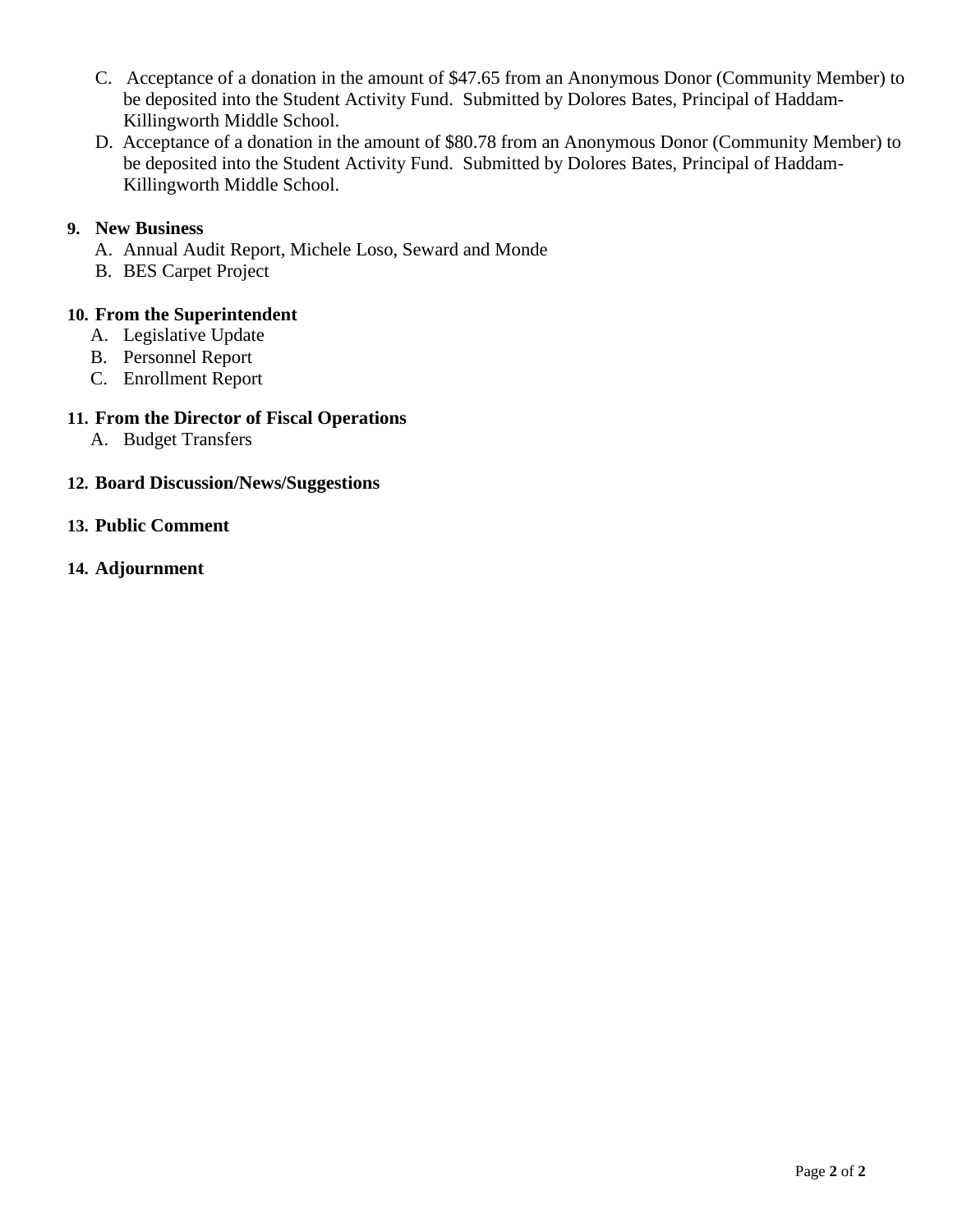C. Acceptance of a donation in the amount of $47.65 from an Anonymous Donor (Community Member) to be deposited into the Student Activity Fund. Submitted by Dolores Bates, Principal of Haddam-Killingworth Middle School.

D. Acceptance of a donation in the amount of $80.78 from an Anonymous Donor (Community Member) to be deposited into the Student Activity Fund. Submitted by Dolores Bates, Principal of Haddam-Killingworth Middle School.

**9. New Business**

A. Annual Audit Report, Michele Loso, Seward and Monde

B. BES Carpet Project

**10. From the Superintendent**

A. Legislative Update

B. Personnel Report

C. Enrollment Report

**11. From the Director of Fiscal Operations**

A. Budget Transfers

**12. Board Discussion/News/Suggestions**

**13. Public Comment**

**14. Adjournment**